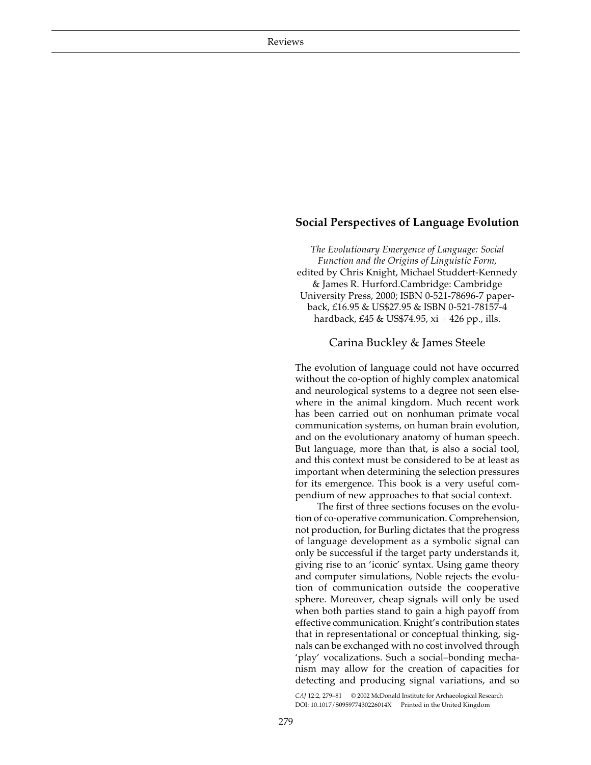## Social Perspectives of Language Evolution

*The Evolutionary Emergence of Language: Social Function and the Origins of Linguistic Form*, edited by Chris Knight, Michael Studdert-Kennedy & James R. Hurford.Cambridge: Cambridge University Press, 2000; ISBN 0-521-78696-7 paperback, £16.95 & US$27.95 & ISBN 0-521-78157-4 hardback, £45 & US$74.95, xi + 426 pp., ills.

Carina Buckley & James Steele

The evolution of language could not have occurred without the co-option of highly complex anatomical and neurological systems to a degree not seen elsewhere in the animal kingdom. Much recent work has been carried out on nonhuman primate vocal communication systems, on human brain evolution, and on the evolutionary anatomy of human speech. But language, more than that, is also a social tool, and this context must be considered to be at least as important when determining the selection pressures for its emergence. This book is a very useful compendium of new approaches to that social context.

The first of three sections focuses on the evolution of co-operative communication. Comprehension, not production, for Burling dictates that the progress of language development as a symbolic signal can only be successful if the target party understands it, giving rise to an 'iconic' syntax. Using game theory and computer simulations, Noble rejects the evolution of communication outside the cooperative sphere. Moreover, cheap signals will only be used when both parties stand to gain a high payoff from effective communication. Knight's contribution states that in representational or conceptual thinking, signals can be exchanged with no cost involved through 'play' vocalizations. Such a social–bonding mechanism may allow for the creation of capacities for detecting and producing signal variations, and so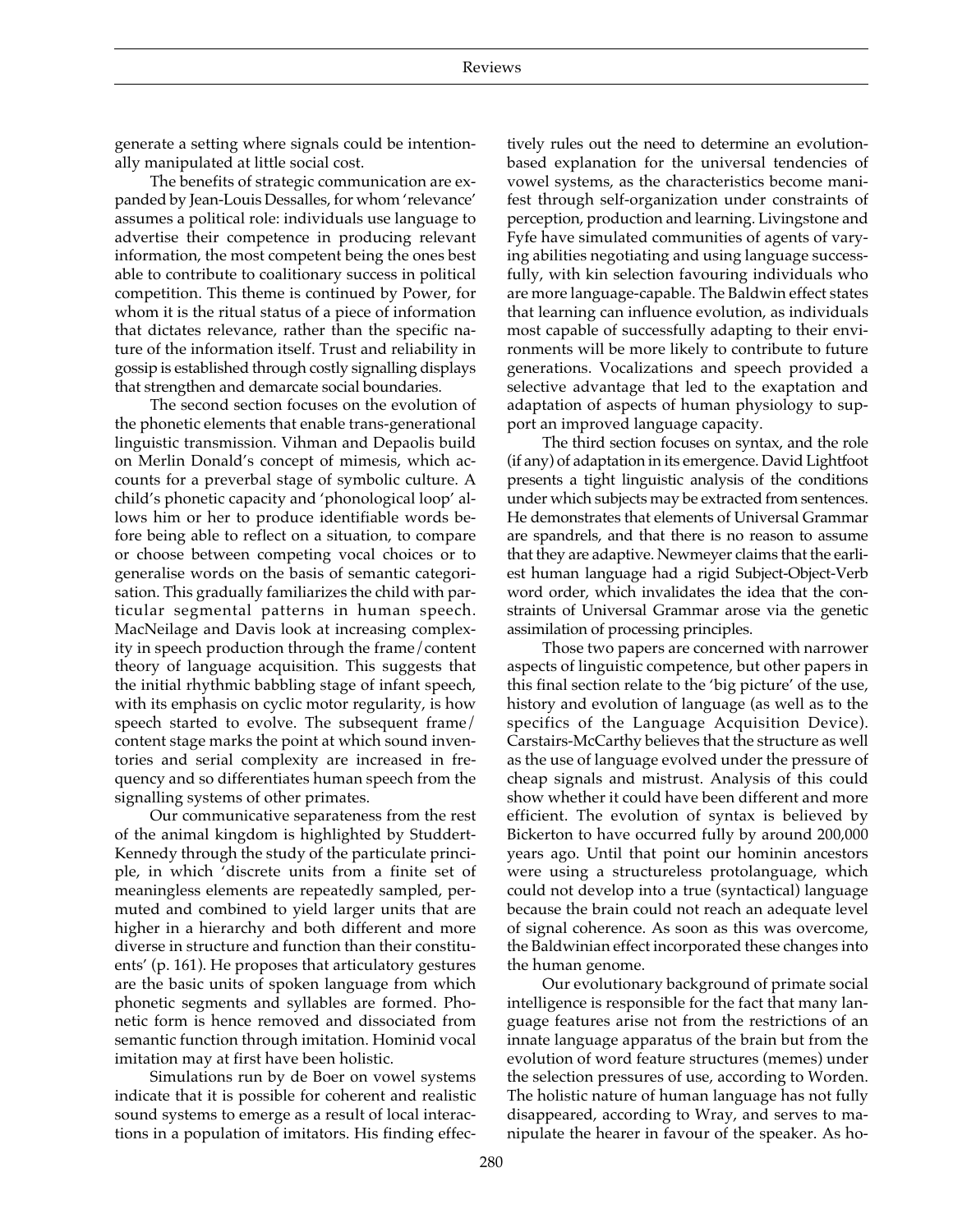generate a setting where signals could be intentionally manipulated at little social cost.

The benefits of strategic communication are expanded by Jean-Louis Dessalles, for whom 'relevance' assumes a political role: individuals use language to advertise their competence in producing relevant information, the most competent being the ones best able to contribute to coalitionary success in political competition. This theme is continued by Power, for whom it is the ritual status of a piece of information that dictates relevance, rather than the specific nature of the information itself. Trust and reliability in gossip is established through costly signalling displays that strengthen and demarcate social boundaries.

The second section focuses on the evolution of the phonetic elements that enable trans-generational linguistic transmission. Vihman and Depaolis build on Merlin Donald's concept of mimesis, which accounts for a preverbal stage of symbolic culture. A child's phonetic capacity and 'phonological loop' allows him or her to produce identifiable words before being able to reflect on a situation, to compare or choose between competing vocal choices or to generalise words on the basis of semantic categorisation. This gradually familiarizes the child with particular segmental patterns in human speech. MacNeilage and Davis look at increasing complexity in speech production through the frame/content theory of language acquisition. This suggests that the initial rhythmic babbling stage of infant speech, with its emphasis on cyclic motor regularity, is how speech started to evolve. The subsequent frame/content stage marks the point at which sound inventories and serial complexity are increased in frequency and so differentiates human speech from the signalling systems of other primates.

Our communicative separateness from the rest of the animal kingdom is highlighted by Studdert-Kennedy through the study of the particulate principle, in which 'discrete units from a finite set of meaningless elements are repeatedly sampled, permuted and combined to yield larger units that are higher in a hierarchy and both different and more diverse in structure and function than their constituents' (p. 161). He proposes that articulatory gestures are the basic units of spoken language from which phonetic segments and syllables are formed. Phonetic form is hence removed and dissociated from semantic function through imitation. Hominid vocal imitation may at first have been holistic.

Simulations run by de Boer on vowel systems indicate that it is possible for coherent and realistic sound systems to emerge as a result of local interactions in a population of imitators. His finding effectively rules out the need to determine an evolution-based explanation for the universal tendencies of vowel systems, as the characteristics become manifest through self-organization under constraints of perception, production and learning. Livingstone and Fyfe have simulated communities of agents of varying abilities negotiating and using language successfully, with kin selection favouring individuals who are more language-capable. The Baldwin effect states that learning can influence evolution, as individuals most capable of successfully adapting to their environments will be more likely to contribute to future generations. Vocalizations and speech provided a selective advantage that led to the exaptation and adaptation of aspects of human physiology to support an improved language capacity.

The third section focuses on syntax, and the role (if any) of adaptation in its emergence. David Lightfoot presents a tight linguistic analysis of the conditions under which subjects may be extracted from sentences. He demonstrates that elements of Universal Grammar are spandrels, and that there is no reason to assume that they are adaptive. Newmeyer claims that the earliest human language had a rigid Subject-Object-Verb word order, which invalidates the idea that the constraints of Universal Grammar arose via the genetic assimilation of processing principles.

Those two papers are concerned with narrower aspects of linguistic competence, but other papers in this final section relate to the 'big picture' of the use, history and evolution of language (as well as to the specifics of the Language Acquisition Device). Carstairs-McCarthy believes that the structure as well as the use of language evolved under the pressure of cheap signals and mistrust. Analysis of this could show whether it could have been different and more efficient. The evolution of syntax is believed by Bickerton to have occurred fully by around 200,000 years ago. Until that point our hominin ancestors were using a structureless protolanguage, which could not develop into a true (syntactical) language because the brain could not reach an adequate level of signal coherence. As soon as this was overcome, the Baldwinian effect incorporated these changes into the human genome.

Our evolutionary background of primate social intelligence is responsible for the fact that many language features arise not from the restrictions of an innate language apparatus of the brain but from the evolution of word feature structures (memes) under the selection pressures of use, according to Worden. The holistic nature of human language has not fully disappeared, according to Wray, and serves to manipulate the hearer in favour of the speaker. As ho-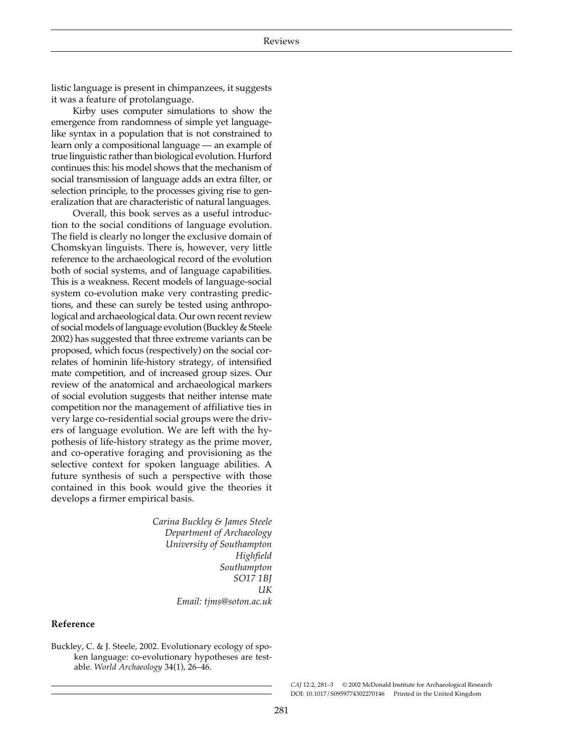listic language is present in chimpanzees, it suggests it was a feature of protolanguage.

Kirby uses computer simulations to show the emergence from randomness of simple yet language-like syntax in a population that is not constrained to learn only a compositional language — an example of true linguistic rather than biological evolution. Hurford continues this: his model shows that the mechanism of social transmission of language adds an extra filter, or selection principle, to the processes giving rise to generalization that are characteristic of natural languages.

Overall, this book serves as a useful introduction to the social conditions of language evolution. The field is clearly no longer the exclusive domain of Chomskyan linguists. There is, however, very little reference to the archaeological record of the evolution both of social systems, and of language capabilities. This is a weakness. Recent models of language-social system co-evolution make very contrasting predictions, and these can surely be tested using anthropological and archaeological data. Our own recent review of social models of language evolution (Buckley & Steele 2002) has suggested that three extreme variants can be proposed, which focus (respectively) on the social correlates of hominin life-history strategy, of intensified mate competition, and of increased group sizes. Our review of the anatomical and archaeological markers of social evolution suggests that neither intense mate competition nor the management of affiliative ties in very large co-residential social groups were the drivers of language evolution. We are left with the hypothesis of life-history strategy as the prime mover, and co-operative foraging and provisioning as the selective context for spoken language abilities. A future synthesis of such a perspective with those contained in this book would give the theories it develops a firmer empirical basis.

*Carina Buckley & James Steele*
*Department of Archaeology*
*University of Southampton*
*Highfield*
*Southampton*
*SO17 1BJ*
*UK*
*Email: tjms@soton.ac.uk*

### Reference

Buckley, C. & J. Steele, 2002. Evolutionary ecology of spoken language: co-evolutionary hypotheses are testable. *World Archaeology* 34(1), 26–46.

*CAJ* 12:2, 281–3 © 2002 McDonald Institute for Archaeological Research
DOI: 10.1017/S0959774302270146 Printed in the United Kingdom